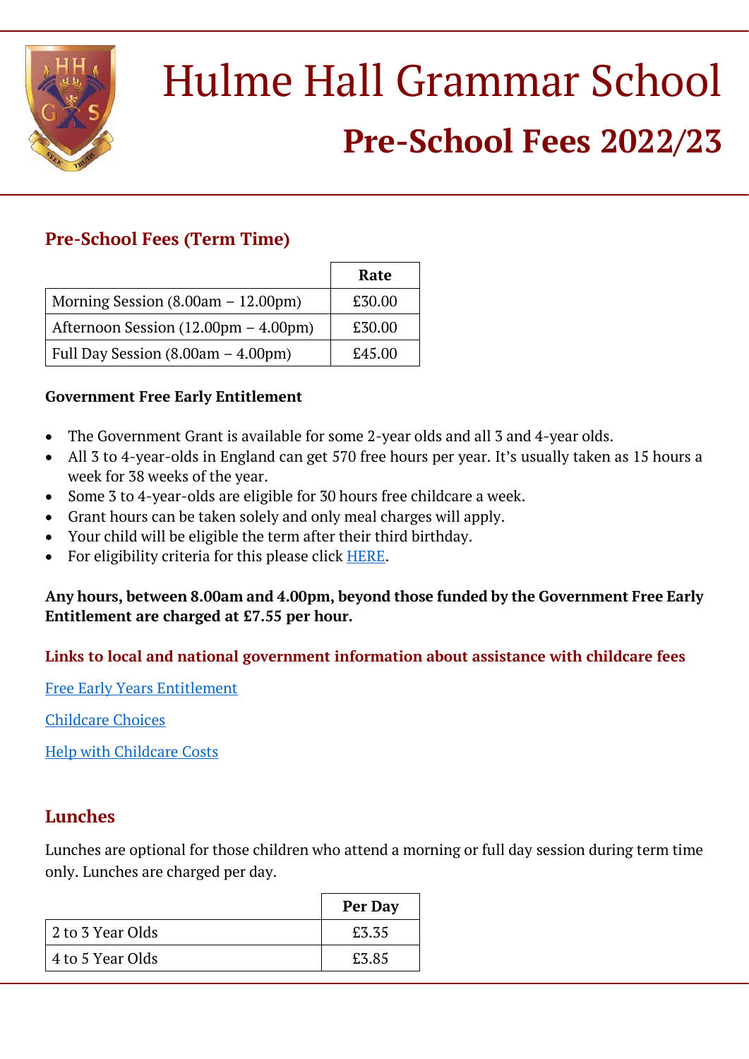# Hulme Hall Grammar School

## Pre-School Fees 2022/23

### Pre-School Fees (Term Time)

| | Rate |
|---|---|
| Morning Session (8.00am – 12.00pm) | £30.00 |
| Afternoon Session (12.00pm – 4.00pm) | £30.00 |
| Full Day Session (8.00am – 4.00pm) | £45.00 |

**Government Free Early Entitlement**

- The Government Grant is available for some 2-year olds and all 3 and 4-year olds.
- All 3 to 4-year-olds in England can get 570 free hours per year. It's usually taken as 15 hours a week for 38 weeks of the year.
- Some 3 to 4-year-olds are eligible for 30 hours free childcare a week.
- Grant hours can be taken solely and only meal charges will apply.
- Your child will be eligible the term after their third birthday.
- For eligibility criteria for this please click HERE.

**Any hours, between 8.00am and 4.00pm, beyond those funded by the Government Free Early Entitlement are charged at £7.55 per hour.**

**Links to local and national government information about assistance with childcare fees**

Free Early Years Entitlement

Childcare Choices

Help with Childcare Costs

### Lunches

Lunches are optional for those children who attend a morning or full day session during term time only. Lunches are charged per day.

| | Per Day |
|---|---|
| 2 to 3 Year Olds | £3.35 |
| 4 to 5 Year Olds | £3.85 |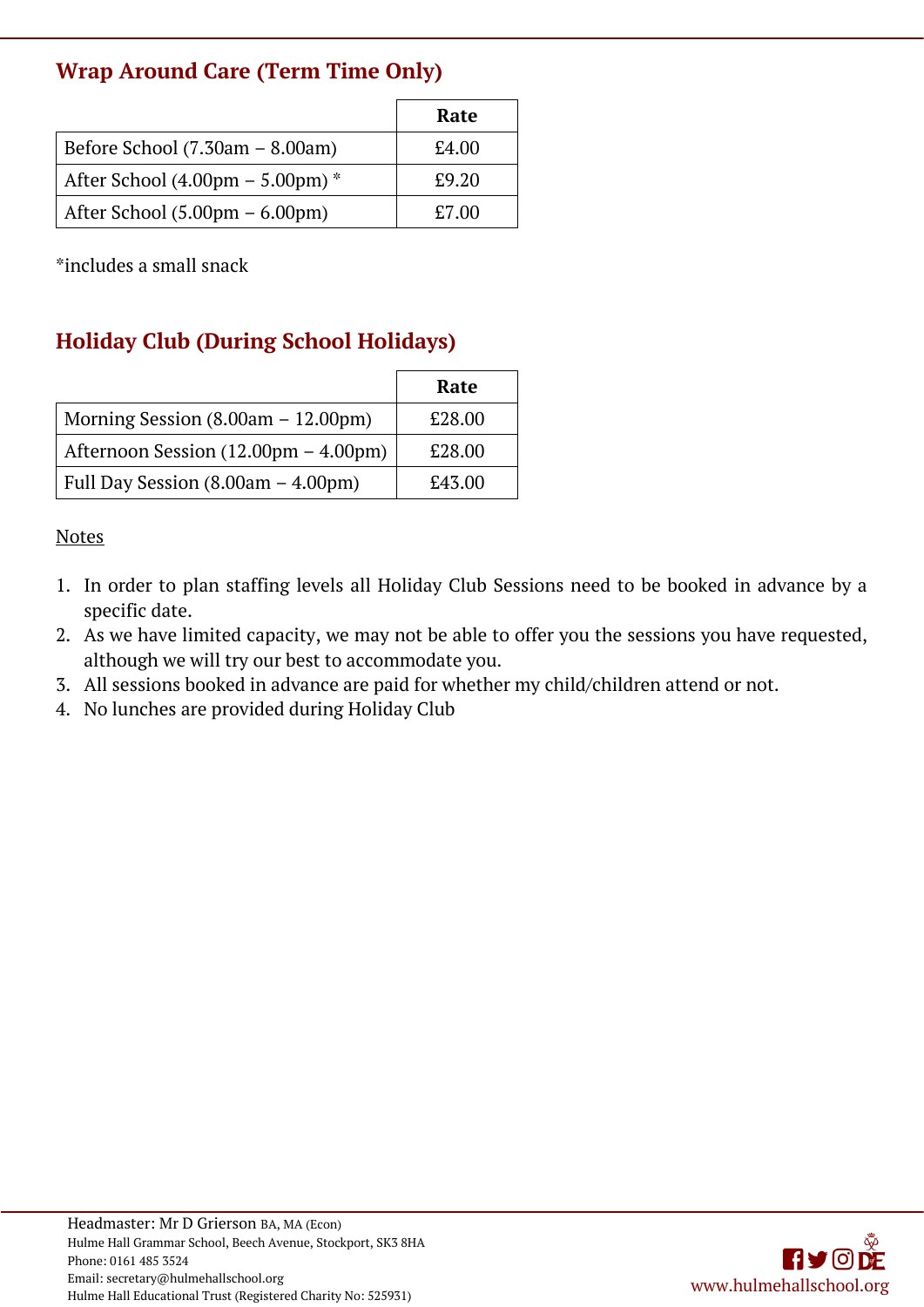## Wrap Around Care (Term Time Only)

| | Rate |
|---|---|
| Before School (7.30am – 8.00am) | £4.00 |
| After School (4.00pm – 5.00pm) * | £9.20 |
| After School (5.00pm – 6.00pm) | £7.00 |

*includes a small snack

## Holiday Club (During School Holidays)

| | Rate |
|---|---|
| Morning Session (8.00am – 12.00pm) | £28.00 |
| Afternoon Session (12.00pm – 4.00pm) | £28.00 |
| Full Day Session (8.00am – 4.00pm) | £43.00 |

Notes

1. In order to plan staffing levels all Holiday Club Sessions need to be booked in advance by a specific date.
2. As we have limited capacity, we may not be able to offer you the sessions you have requested, although we will try our best to accommodate you.
3. All sessions booked in advance are paid for whether my child/children attend or not.
4. No lunches are provided during Holiday Club

Headmaster: Mr D Grierson BA, MA (Econ)
Hulme Hall Grammar School, Beech Avenue, Stockport, SK3 8HA
Phone: 0161 485 3524
Email: secretary@hulmehallschool.org
Hulme Hall Educational Trust (Registered Charity No: 525931)

www.hulmehallschool.org